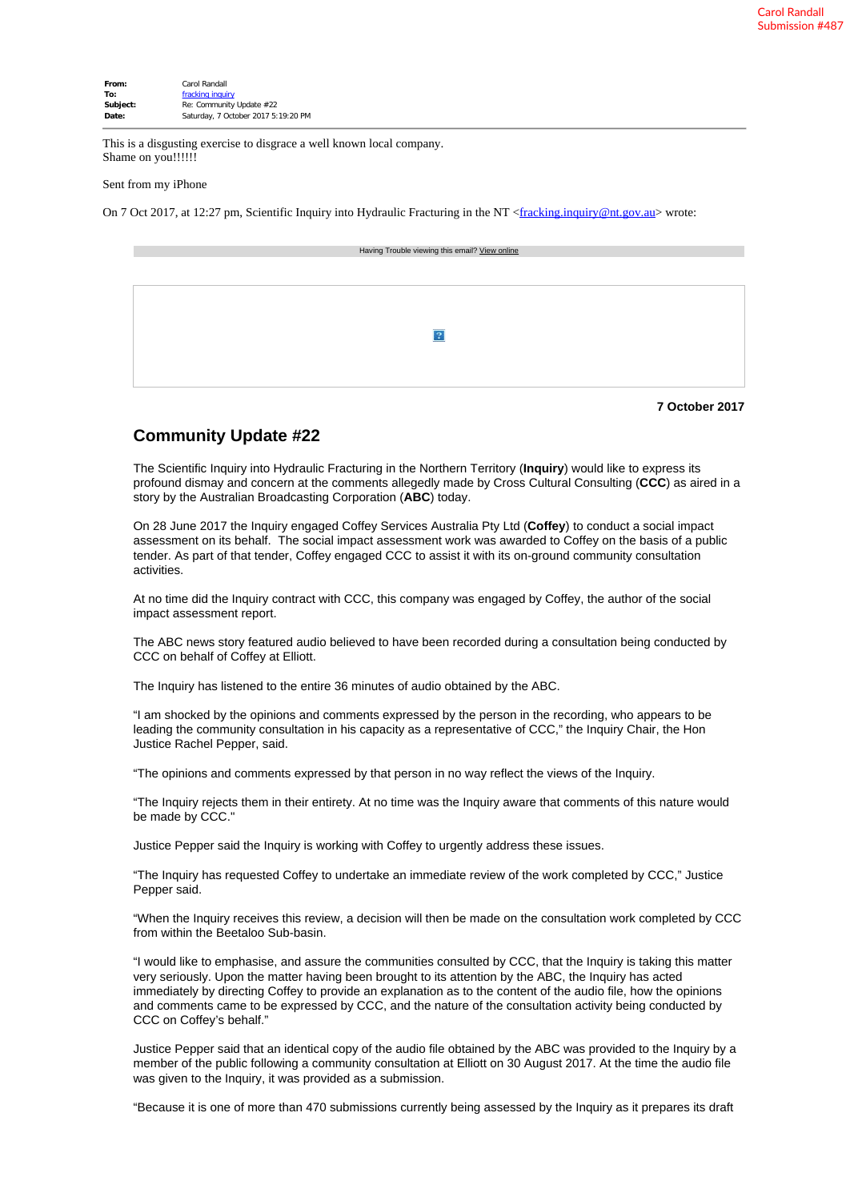Carol Randall
Submission #487

**From:** Carol Randall
**To:** fracking inquiry
**Subject:** Re: Community Update #22
**Date:** Saturday, 7 October 2017 5:19:20 PM

This is a disgusting exercise to disgrace a well known local company.
Shame on you!!!!!!

Sent from my iPhone

On 7 Oct 2017, at 12:27 pm, Scientific Inquiry into Hydraulic Fracturing in the NT <fracking.inquiry@nt.gov.au> wrote:

Having Trouble viewing this email? View online

**7 October 2017**

## Community Update #22

The Scientific Inquiry into Hydraulic Fracturing in the Northern Territory (**Inquiry**) would like to express its profound dismay and concern at the comments allegedly made by Cross Cultural Consulting (**CCC**) as aired in a story by the Australian Broadcasting Corporation (**ABC**) today.

On 28 June 2017 the Inquiry engaged Coffey Services Australia Pty Ltd (**Coffey**) to conduct a social impact assessment on its behalf. The social impact assessment work was awarded to Coffey on the basis of a public tender. As part of that tender, Coffey engaged CCC to assist it with its on-ground community consultation activities.

At no time did the Inquiry contract with CCC, this company was engaged by Coffey, the author of the social impact assessment report.

The ABC news story featured audio believed to have been recorded during a consultation being conducted by CCC on behalf of Coffey at Elliott.

The Inquiry has listened to the entire 36 minutes of audio obtained by the ABC.

"I am shocked by the opinions and comments expressed by the person in the recording, who appears to be leading the community consultation in his capacity as a representative of CCC," the Inquiry Chair, the Hon Justice Rachel Pepper, said.

"The opinions and comments expressed by that person in no way reflect the views of the Inquiry.

"The Inquiry rejects them in their entirety. At no time was the Inquiry aware that comments of this nature would be made by CCC."

Justice Pepper said the Inquiry is working with Coffey to urgently address these issues.

"The Inquiry has requested Coffey to undertake an immediate review of the work completed by CCC," Justice Pepper said.

"When the Inquiry receives this review, a decision will then be made on the consultation work completed by CCC from within the Beetaloo Sub-basin.

"I would like to emphasise, and assure the communities consulted by CCC, that the Inquiry is taking this matter very seriously. Upon the matter having been brought to its attention by the ABC, the Inquiry has acted immediately by directing Coffey to provide an explanation as to the content of the audio file, how the opinions and comments came to be expressed by CCC, and the nature of the consultation activity being conducted by CCC on Coffey's behalf."

Justice Pepper said that an identical copy of the audio file obtained by the ABC was provided to the Inquiry by a member of the public following a community consultation at Elliott on 30 August 2017. At the time the audio file was given to the Inquiry, it was provided as a submission.

"Because it is one of more than 470 submissions currently being assessed by the Inquiry as it prepares its draft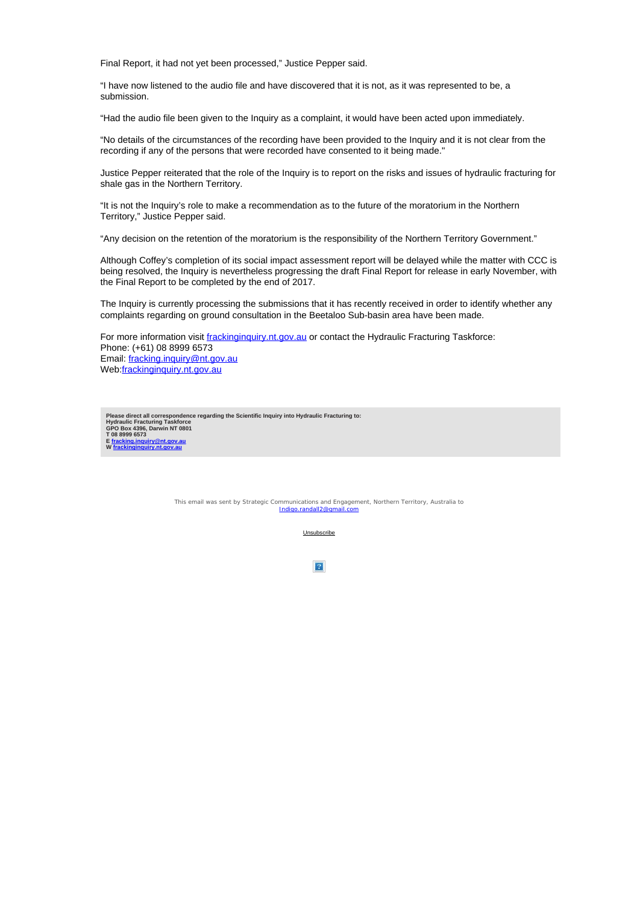Final Report, it had not yet been processed," Justice Pepper said.

"I have now listened to the audio file and have discovered that it is not, as it was represented to be, a submission.

"Had the audio file been given to the Inquiry as a complaint, it would have been acted upon immediately.

"No details of the circumstances of the recording have been provided to the Inquiry and it is not clear from the recording if any of the persons that were recorded have consented to it being made."

Justice Pepper reiterated that the role of the Inquiry is to report on the risks and issues of hydraulic fracturing for shale gas in the Northern Territory.

"It is not the Inquiry's role to make a recommendation as to the future of the moratorium in the Northern Territory," Justice Pepper said.

"Any decision on the retention of the moratorium is the responsibility of the Northern Territory Government."

Although Coffey's completion of its social impact assessment report will be delayed while the matter with CCC is being resolved, the Inquiry is nevertheless progressing the draft Final Report for release in early November, with the Final Report to be completed by the end of 2017.

The Inquiry is currently processing the submissions that it has recently received in order to identify whether any complaints regarding on ground consultation in the Beetaloo Sub-basin area have been made.

For more information visit frackinginquiry.nt.gov.au or contact the Hydraulic Fracturing Taskforce:
Phone: (+61) 08 8999 6573
Email: fracking.inquiry@nt.gov.au
Web:frackinginquiry.nt.gov.au

**Please direct all correspondence regarding the Scientific Inquiry into Hydraulic Fracturing to:**
**Hydraulic Fracturing Taskforce**
**GPO Box 4396, Darwin NT 0801**
**T 08 8999 6573**
**E fracking.inquiry@nt.gov.au**
**W frackinginquiry.nt.gov.au**

This email was sent by Strategic Communications and Engagement, Northern Territory, Australia to Indigo.randall2@gmail.com

Unsubscribe